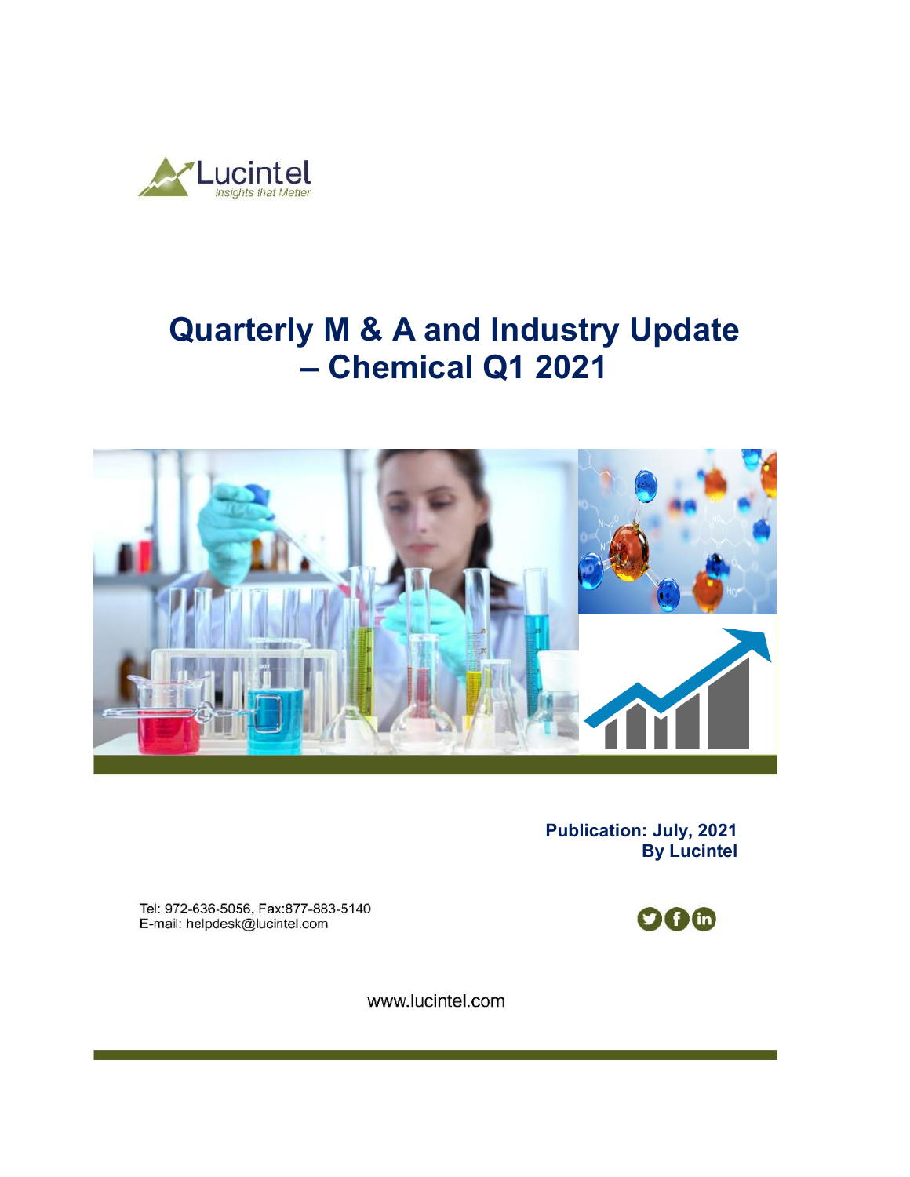Lucintel

*insights that Matter*

# Quarterly M & A and Industry Update – Chemical Q1 2021

**Publication: July, 2021**
**By Lucintel**

Tel: 972-636-5056, Fax:877-883-5140
E-mail: helpdesk@lucintel.com

www.lucintel.com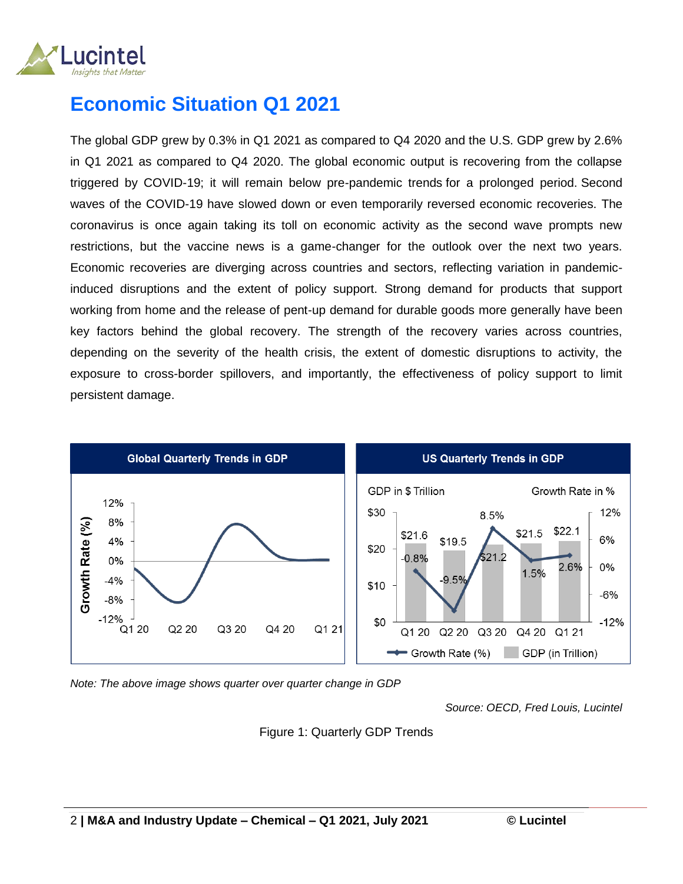# Economic Situation Q1 2021

The global GDP grew by 0.3% in Q1 2021 as compared to Q4 2020 and the U.S. GDP grew by 2.6% in Q1 2021 as compared to Q4 2020. The global economic output is recovering from the collapse triggered by COVID-19; it will remain below pre-pandemic trends for a prolonged period. Second waves of the COVID-19 have slowed down or even temporarily reversed economic recoveries. The coronavirus is once again taking its toll on economic activity as the second wave prompts new restrictions, but the vaccine news is a game-changer for the outlook over the next two years. Economic recoveries are diverging across countries and sectors, reflecting variation in pandemic-induced disruptions and the extent of policy support. Strong demand for products that support working from home and the release of pent-up demand for durable goods more generally have been key factors behind the global recovery. The strength of the recovery varies across countries, depending on the severity of the health crisis, the extent of domestic disruptions to activity, the exposure to cross-border spillovers, and importantly, the effectiveness of policy support to limit persistent damage.

*Note: The above image shows quarter over quarter change in GDP*

*Source: OECD, Fred Louis, Lucintel*

Figure 1: Quarterly GDP Trends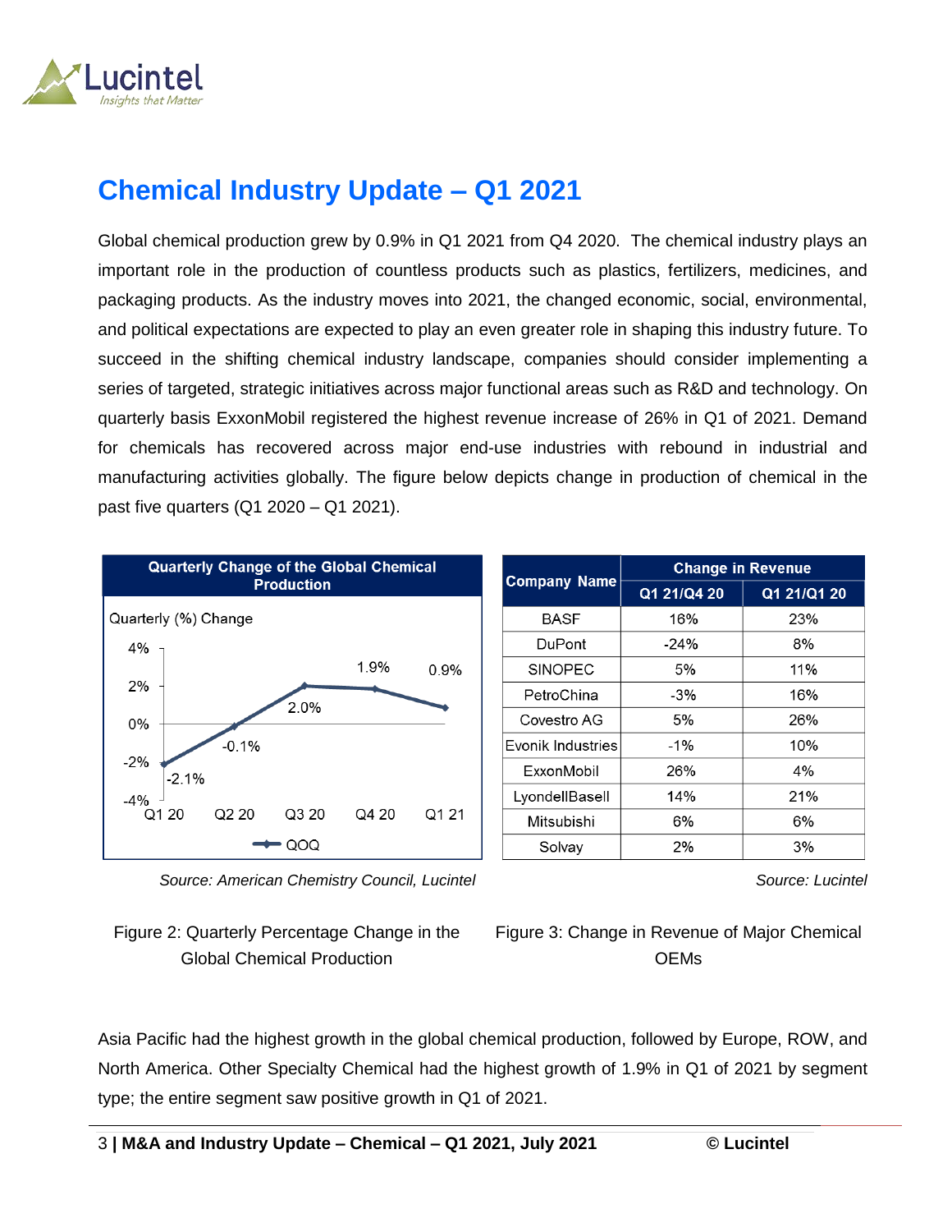## Chemical Industry Update – Q1 2021

Global chemical production grew by 0.9% in Q1 2021 from Q4 2020. The chemical industry plays an important role in the production of countless products such as plastics, fertilizers, medicines, and packaging products. As the industry moves into 2021, the changed economic, social, environmental, and political expectations are expected to play an even greater role in shaping this industry future. To succeed in the shifting chemical industry landscape, companies should consider implementing a series of targeted, strategic initiatives across major functional areas such as R&D and technology. On quarterly basis ExxonMobil registered the highest revenue increase of 26% in Q1 of 2021. Demand for chemicals has recovered across major end-use industries with rebound in industrial and manufacturing activities globally. The figure below depicts change in production of chemical in the past five quarters (Q1 2020 – Q1 2021).

**Quarterly Change of the Global Chemical Production**

Quarterly (%) Change

| Quarter | QOQ |
|---|---|
| Q1 20 | -2.1% |
| Q2 20 | -0.1% |
| Q3 20 | 2.0% |
| Q4 20 | 1.9% |
| Q1 21 | 0.9% |

*Source: American Chemistry Council, Lucintel*

Figure 2: Quarterly Percentage Change in the Global Chemical Production

| Company Name | Change in Revenue | |
|---|---|---|
| | Q1 21/Q4 20 | Q1 21/Q1 20 |
| BASF | 16% | 23% |
| DuPont | -24% | 8% |
| SINOPEC | 5% | 11% |
| PetroChina | -3% | 16% |
| Covestro AG | 5% | 26% |
| Evonik Industries | -1% | 10% |
| ExxonMobil | 26% | 4% |
| LyondellBasell | 14% | 21% |
| Mitsubishi | 6% | 6% |
| Solvay | 2% | 3% |

*Source: Lucintel*

Figure 3: Change in Revenue of Major Chemical OEMs

Asia Pacific had the highest growth in the global chemical production, followed by Europe, ROW, and North America. Other Specialty Chemical had the highest growth of 1.9% in Q1 of 2021 by segment type; the entire segment saw positive growth in Q1 of 2021.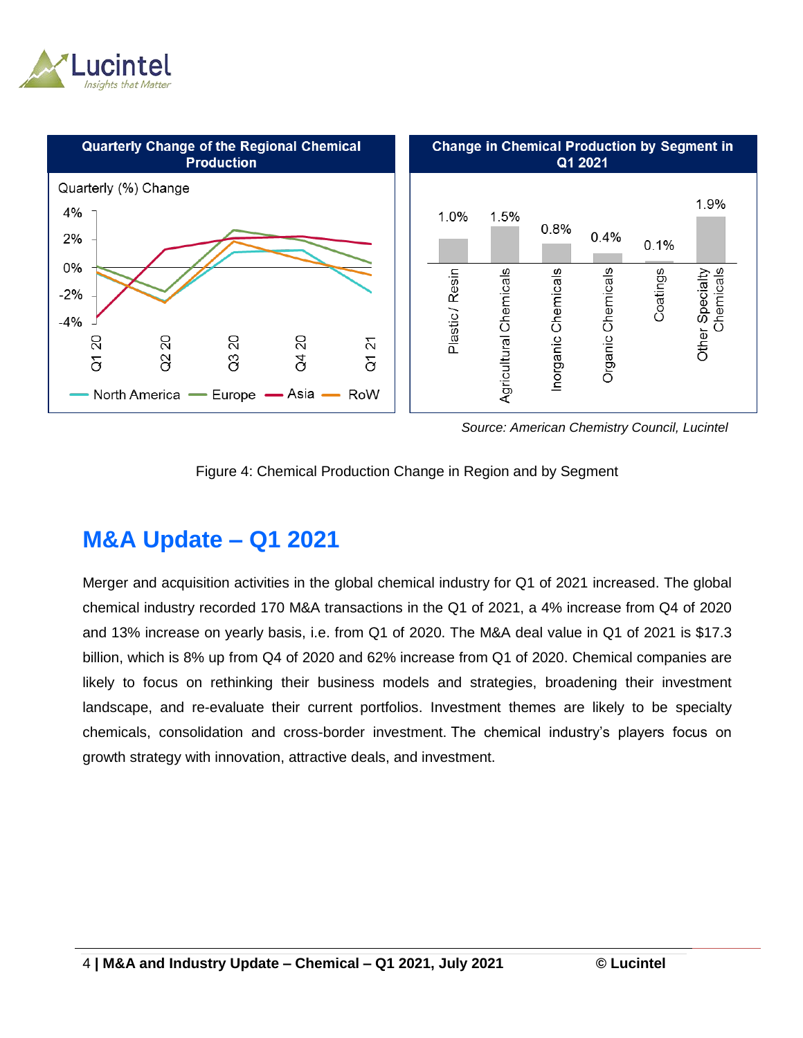**Quarterly Change of the Regional Chemical Production**

**Change in Chemical Production by Segment in Q1 2021**

| Segment | Change |
|---|---|
| Plastic / Resin | 1.0% |
| Agricultural Chemicals | 1.5% |
| Inorganic Chemicals | 0.8% |
| Organic Chemicals | 0.4% |
| Coatings | 0.1% |
| Other Specialty Chemicals | 1.9% |

*Source: American Chemistry Council, Lucintel*

Figure 4: Chemical Production Change in Region and by Segment

## M&A Update – Q1 2021

Merger and acquisition activities in the global chemical industry for Q1 of 2021 increased. The global chemical industry recorded 170 M&A transactions in the Q1 of 2021, a 4% increase from Q4 of 2020 and 13% increase on yearly basis, i.e. from Q1 of 2020. The M&A deal value in Q1 of 2021 is $17.3 billion, which is 8% up from Q4 of 2020 and 62% increase from Q1 of 2020. Chemical companies are likely to focus on rethinking their business models and strategies, broadening their investment landscape, and re-evaluate their current portfolios. Investment themes are likely to be specialty chemicals, consolidation and cross-border investment. The chemical industry's players focus on growth strategy with innovation, attractive deals, and investment.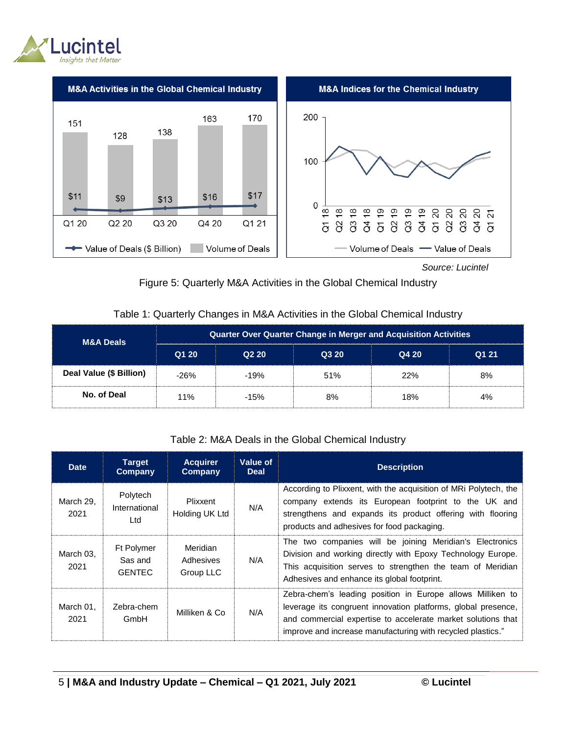**M&A Activities in the Global Chemical Industry**

| | Q1 20 | Q2 20 | Q3 20 | Q4 20 | Q1 21 |
|---|---|---|---|---|---|
| Volume of Deals | 151 | 128 | 138 | 163 | 170 |
| Value of Deals ($ Billion) | $11 | $9 | $13 | $16 | $17 |

**M&A Indices for the Chemical Industry**

Source: Lucintel

Figure 5: Quarterly M&A Activities in the Global Chemical Industry

Table 1: Quarterly Changes in M&A Activities in the Global Chemical Industry

| M&A Deals | Quarter Over Quarter Change in Merger and Acquisition Activities | | | | |
|---|---|---|---|---|---|
| | Q1 20 | Q2 20 | Q3 20 | Q4 20 | Q1 21 |
| **Deal Value ($ Billion)** | -26% | -19% | 51% | 22% | 8% |
| **No. of Deal** | 11% | -15% | 8% | 18% | 4% |

Table 2: M&A Deals in the Global Chemical Industry

| Date | Target Company | Acquirer Company | Value of Deal | Description |
|---|---|---|---|---|
| March 29, 2021 | Polytech International Ltd | Plixxent Holding UK Ltd | N/A | According to Plixxent, with the acquisition of MRi Polytech, the company extends its European footprint to the UK and strengthens and expands its product offering with flooring products and adhesives for food packaging. |
| March 03, 2021 | Ft Polymer Sas and GENTEC | Meridian Adhesives Group LLC | N/A | The two companies will be joining Meridian's Electronics Division and working directly with Epoxy Technology Europe. This acquisition serves to strengthen the team of Meridian Adhesives and enhance its global footprint. |
| March 01, 2021 | Zebra-chem GmbH | Milliken & Co | N/A | Zebra-chem's leading position in Europe allows Milliken to leverage its congruent innovation platforms, global presence, and commercial expertise to accelerate market solutions that improve and increase manufacturing with recycled plastics." |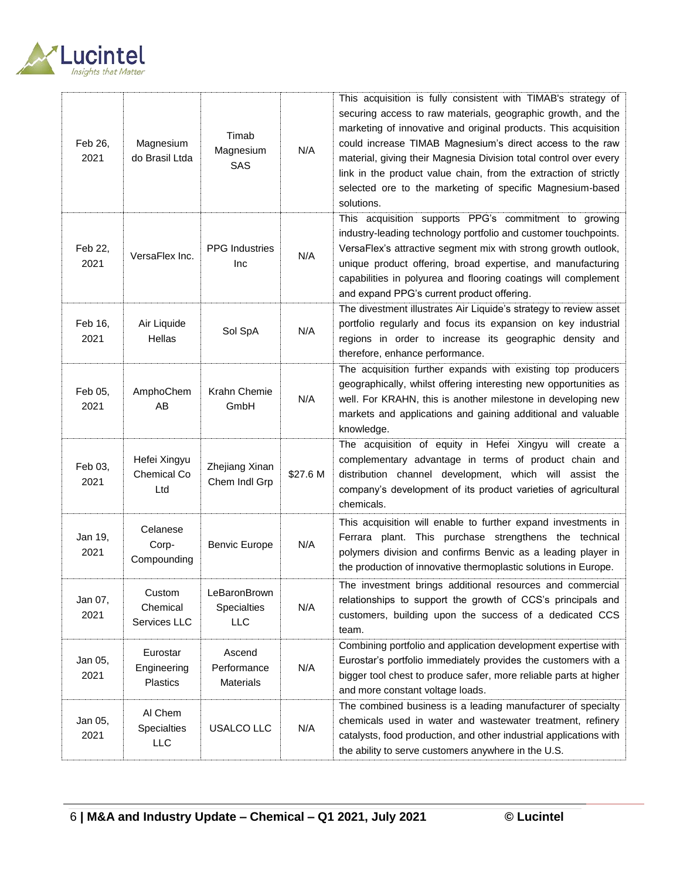| Feb 26, 2021 | Magnesium do Brasil Ltda | Timab Magnesium SAS | N/A | This acquisition is fully consistent with TIMAB's strategy of securing access to raw materials, geographic growth, and the marketing of innovative and original products. This acquisition could increase TIMAB Magnesium's direct access to the raw material, giving their Magnesia Division total control over every link in the product value chain, from the extraction of strictly selected ore to the marketing of specific Magnesium-based solutions. |
|---|---|---|---|---|
| Feb 22, 2021 | VersaFlex Inc. | PPG Industries Inc | N/A | This acquisition supports PPG's commitment to growing industry-leading technology portfolio and customer touchpoints. VersaFlex's attractive segment mix with strong growth outlook, unique product offering, broad expertise, and manufacturing capabilities in polyurea and flooring coatings will complement and expand PPG's current product offering. |
| Feb 16, 2021 | Air Liquide Hellas | Sol SpA | N/A | The divestment illustrates Air Liquide's strategy to review asset portfolio regularly and focus its expansion on key industrial regions in order to increase its geographic density and therefore, enhance performance. |
| Feb 05, 2021 | AmphoChem AB | Krahn Chemie GmbH | N/A | The acquisition further expands with existing top producers geographically, whilst offering interesting new opportunities as well. For KRAHN, this is another milestone in developing new markets and applications and gaining additional and valuable knowledge. |
| Feb 03, 2021 | Hefei Xingyu Chemical Co Ltd | Zhejiang Xinan Chem Indl Grp | $27.6 M | The acquisition of equity in Hefei Xingyu will create a complementary advantage in terms of product chain and distribution channel development, which will assist the company's development of its product varieties of agricultural chemicals. |
| Jan 19, 2021 | Celanese Corp-Compounding | Benvic Europe | N/A | This acquisition will enable to further expand investments in Ferrara plant. This purchase strengthens the technical polymers division and confirms Benvic as a leading player in the production of innovative thermoplastic solutions in Europe. |
| Jan 07, 2021 | Custom Chemical Services LLC | LeBaronBrown Specialties LLC | N/A | The investment brings additional resources and commercial relationships to support the growth of CCS's principals and customers, building upon the success of a dedicated CCS team. |
| Jan 05, 2021 | Eurostar Engineering Plastics | Ascend Performance Materials | N/A | Combining portfolio and application development expertise with Eurostar's portfolio immediately provides the customers with a bigger tool chest to produce safer, more reliable parts at higher and more constant voltage loads. |
| Jan 05, 2021 | Al Chem Specialties LLC | USALCO LLC | N/A | The combined business is a leading manufacturer of specialty chemicals used in water and wastewater treatment, refinery catalysts, food production, and other industrial applications with the ability to serve customers anywhere in the U.S. |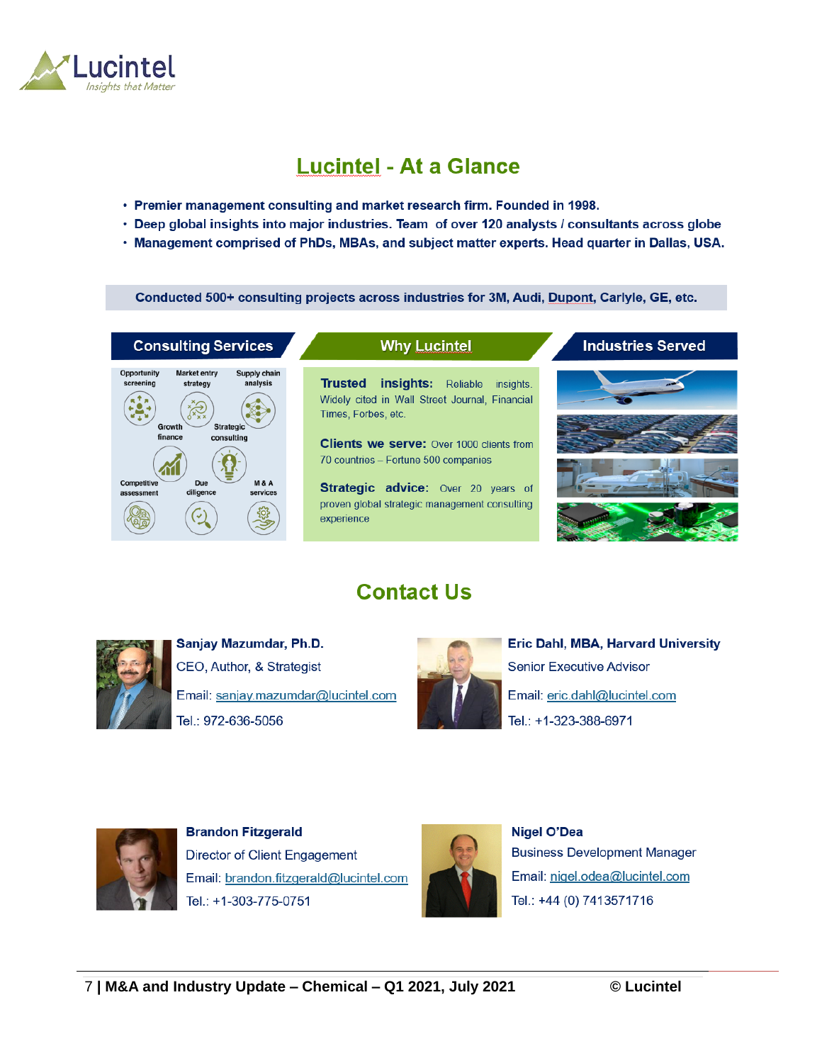## Lucintel - At a Glance

- Premier management consulting and market research firm. Founded in 1998.
- Deep global insights into major industries. Team of over 120 analysts / consultants across globe
- Management comprised of PhDs, MBAs, and subject matter experts. Head quarter in Dallas, USA.

**Conducted 500+ consulting projects across industries for 3M, Audi, Dupont, Carlyle, GE, etc.**

### Consulting Services

Opportunity screening
Market entry strategy
Supply chain analysis
Growth finance
Strategic consulting
Competitive assessment
Due diligence
M & A services

### Why Lucintel

**Trusted insights:** Reliable insights. Widely cited in Wall Street Journal, Financial Times, Forbes, etc.

**Clients we serve:** Over 1000 clients from 70 countries – Fortune 500 companies

**Strategic advice:** Over 20 years of proven global strategic management consulting experience

### Industries Served

## Contact Us

**Sanjay Mazumdar, Ph.D.**
CEO, Author, & Strategist
Email: sanjay.mazumdar@lucintel.com
Tel.: 972-636-5056

**Eric Dahl, MBA, Harvard University**
Senior Executive Advisor
Email: eric.dahl@lucintel.com
Tel.: +1-323-388-6971

**Brandon Fitzgerald**
Director of Client Engagement
Email: brandon.fitzgerald@lucintel.com
Tel.: +1-303-775-0751

**Nigel O'Dea**
Business Development Manager
Email: nigel.odea@lucintel.com
Tel.: +44 (0) 7413571716